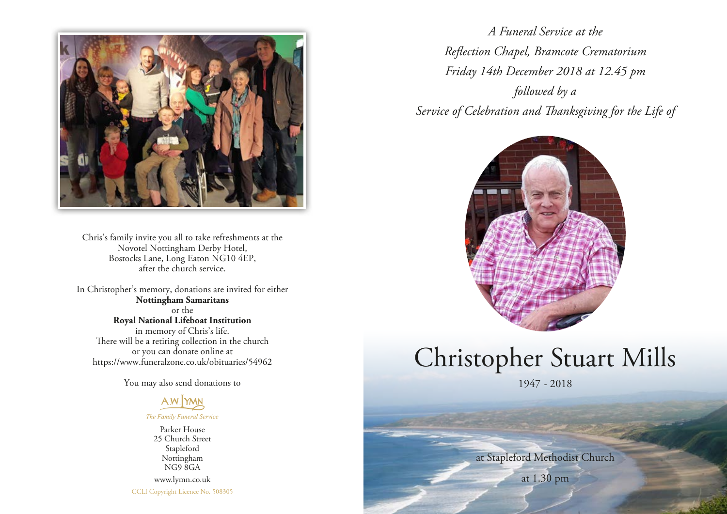Chris's family invite you all to take refreshments at the
Novotel Nottingham Derby Hotel,
Bostocks Lane, Long Eaton NG10 4EP,
after the church service.

In Christopher's memory, donations are invited for either
**Nottingham Samaritans**
or the
**Royal National Lifeboat Institution**
in memory of Chris's life.
There will be a retiring collection in the church
or you can donate online at
https://www.funeralzone.co.uk/obituaries/54962

You may also send donations to

A.W. LYMN

*The Family Funeral Service*

Parker House
25 Church Street
Stapleford
Nottingham
NG9 8GA

www.lymn.co.uk

CCLI Copyright Licence No. 508305

*A Funeral Service at the*
*Reflection Chapel, Bramcote Crematorium*
*Friday 14th December 2018 at 12.45 pm*
*followed by a*
*Service of Celebration and Thanksgiving for the Life of*

# Christopher Stuart Mills

1947 - 2018

at Stapleford Methodist Church

at 1.30 pm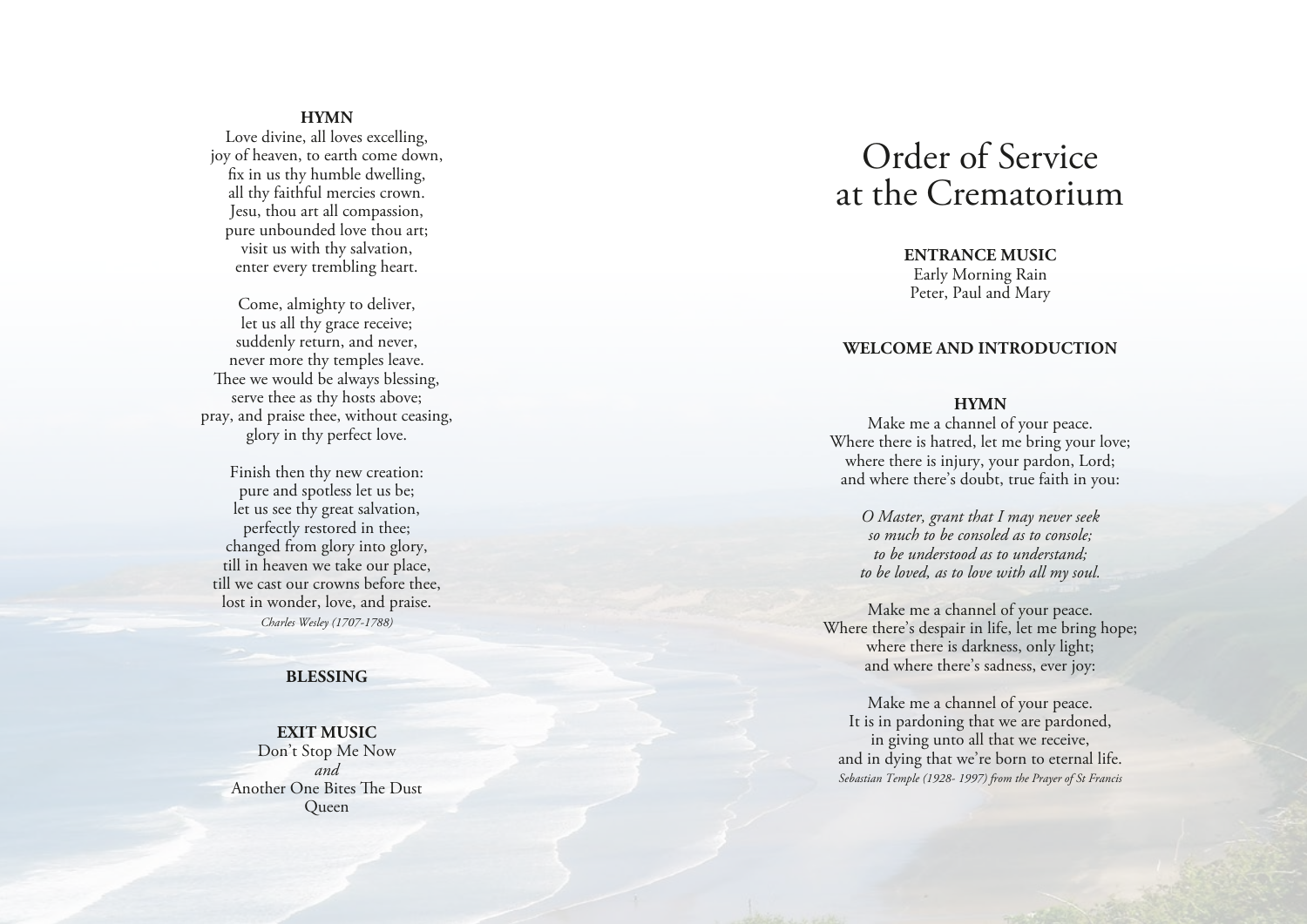# Order of Service at the Crematorium

**ENTRANCE MUSIC**

Early Morning Rain
Peter, Paul and Mary

**WELCOME AND INTRODUCTION**

**HYMN**

Make me a channel of your peace.
Where there is hatred, let me bring your love;
where there is injury, your pardon, Lord;
and where there's doubt, true faith in you:

*O Master, grant that I may never seek*
*so much to be consoled as to console;*
*to be understood as to understand;*
*to be loved, as to love with all my soul.*

Make me a channel of your peace.
Where there's despair in life, let me bring hope;
where there is darkness, only light;
and where there's sadness, ever joy:

Make me a channel of your peace.
It is in pardoning that we are pardoned,
in giving unto all that we receive,
and in dying that we're born to eternal life.

*Sebastian Temple (1928- 1997) from the Prayer of St Francis*

**HYMN**

Love divine, all loves excelling,
joy of heaven, to earth come down,
fix in us thy humble dwelling,
all thy faithful mercies crown.
Jesu, thou art all compassion,
pure unbounded love thou art;
visit us with thy salvation,
enter every trembling heart.

Come, almighty to deliver,
let us all thy grace receive;
suddenly return, and never,
never more thy temples leave.
Thee we would be always blessing,
serve thee as thy hosts above;
pray, and praise thee, without ceasing,
glory in thy perfect love.

Finish then thy new creation:
pure and spotless let us be;
let us see thy great salvation,
perfectly restored in thee;
changed from glory into glory,
till in heaven we take our place,
till we cast our crowns before thee,
lost in wonder, love, and praise.

*Charles Wesley (1707-1788)*

**BLESSING**

**EXIT MUSIC**

Don't Stop Me Now
*and*
Another One Bites The Dust
Queen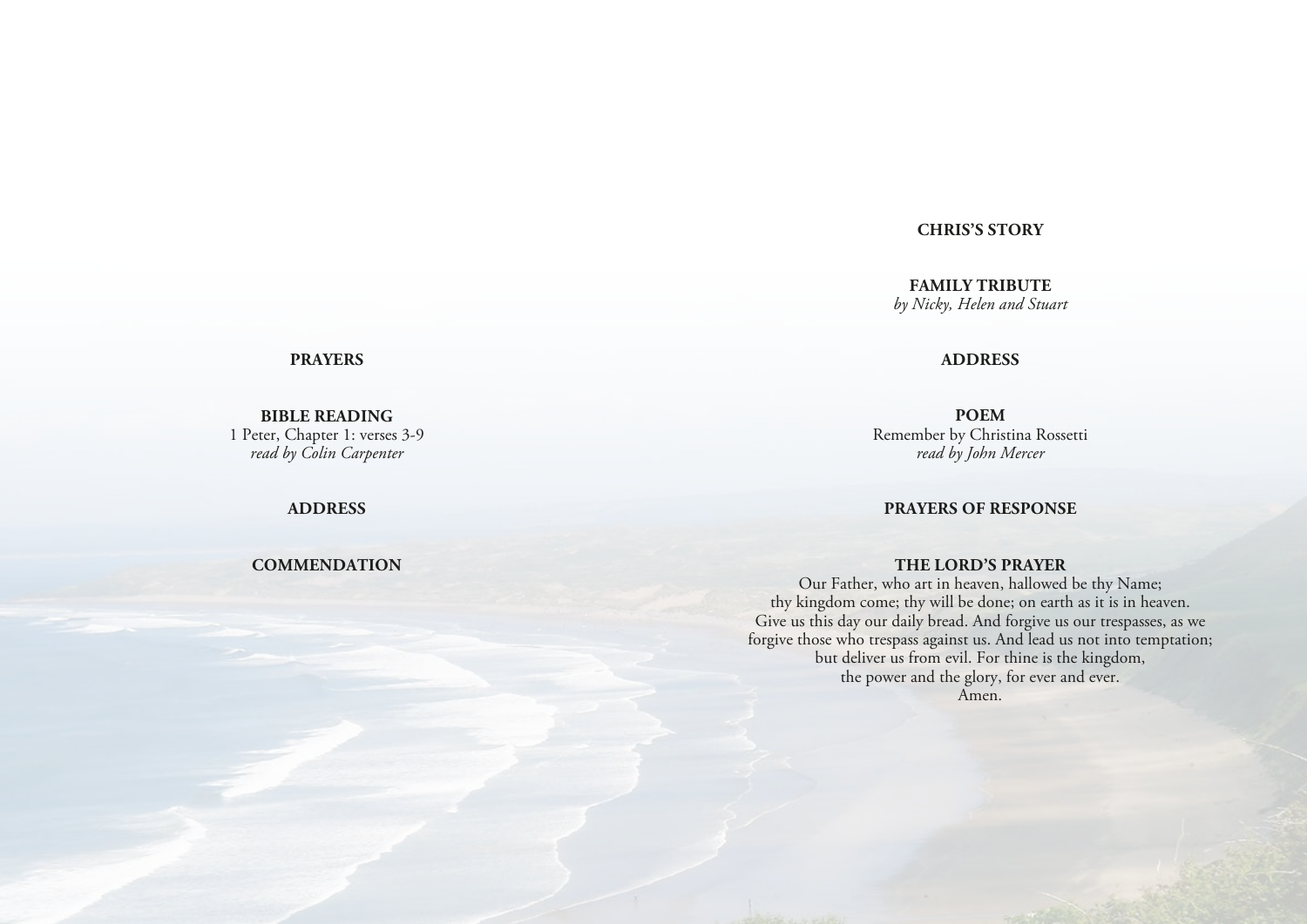**PRAYERS**

**BIBLE READING**
1 Peter, Chapter 1: verses 3-9
*read by Colin Carpenter*

**ADDRESS**

**COMMENDATION**

**CHRIS'S STORY**

**FAMILY TRIBUTE**
*by Nicky, Helen and Stuart*

**ADDRESS**

**POEM**
Remember by Christina Rossetti
*read by John Mercer*

**PRAYERS OF RESPONSE**

**THE LORD'S PRAYER**
Our Father, who art in heaven, hallowed be thy Name;
thy kingdom come; thy will be done; on earth as it is in heaven.
Give us this day our daily bread. And forgive us our trespasses, as we
forgive those who trespass against us. And lead us not into temptation;
but deliver us from evil. For thine is the kingdom,
the power and the glory, for ever and ever.
Amen.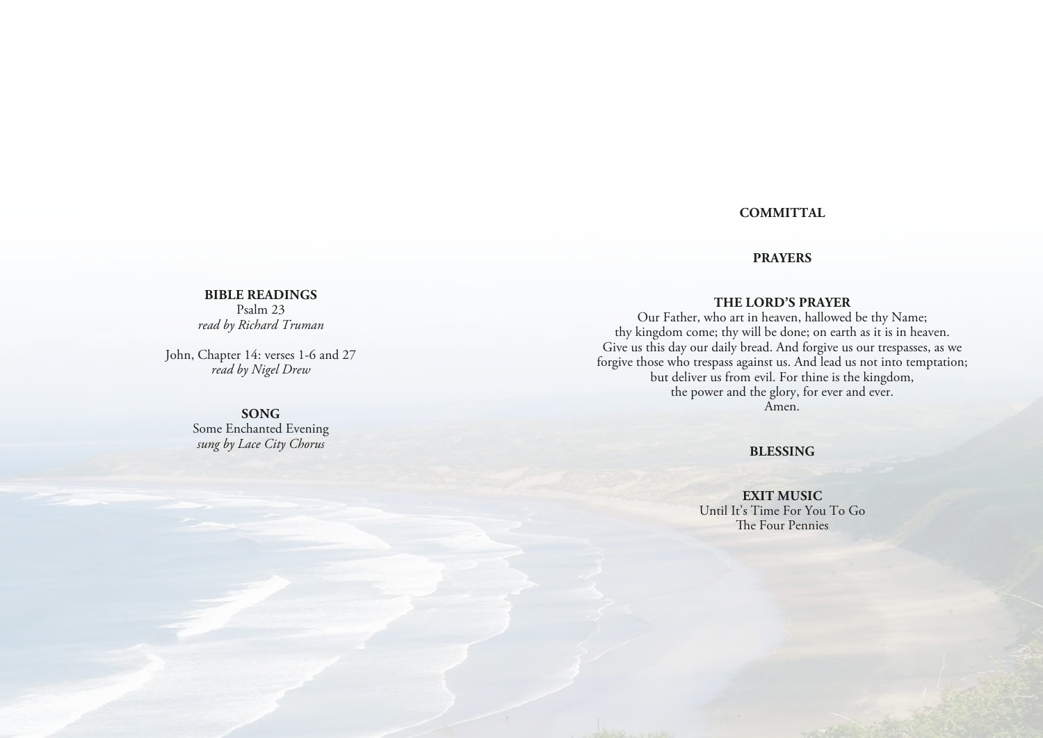**BIBLE READINGS**
Psalm 23
*read by Richard Truman*

John, Chapter 14: verses 1-6 and 27
*read by Nigel Drew*

**SONG**
Some Enchanted Evening
*sung by Lace City Chorus*

**COMMITTAL**

**PRAYERS**

**THE LORD'S PRAYER**
Our Father, who art in heaven, hallowed be thy Name;
thy kingdom come; thy will be done; on earth as it is in heaven.
Give us this day our daily bread. And forgive us our trespasses, as we forgive those who trespass against us. And lead us not into temptation;
but deliver us from evil. For thine is the kingdom,
the power and the glory, for ever and ever.
Amen.

**BLESSING**

**EXIT MUSIC**
Until It's Time For You To Go
The Four Pennies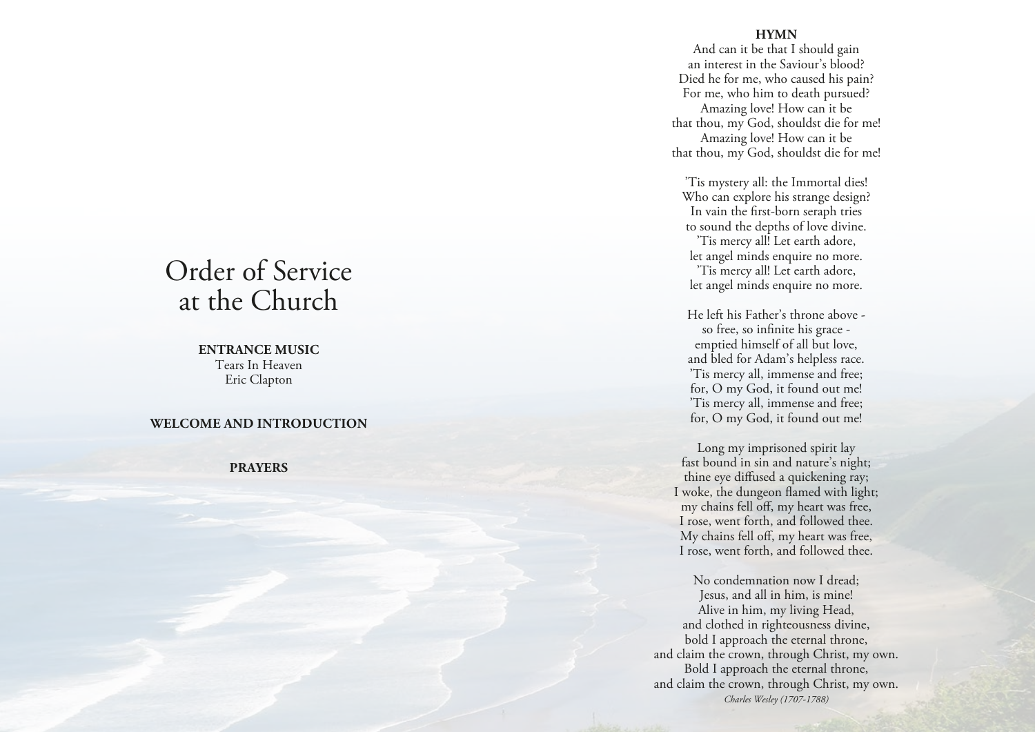# Order of Service at the Church

**ENTRANCE MUSIC**
Tears In Heaven
Eric Clapton

**WELCOME AND INTRODUCTION**

**PRAYERS**

**HYMN**

And can it be that I should gain
an interest in the Saviour's blood?
Died he for me, who caused his pain?
For me, who him to death pursued?
Amazing love! How can it be
that thou, my God, shouldst die for me!
Amazing love! How can it be
that thou, my God, shouldst die for me!

'Tis mystery all: the Immortal dies!
Who can explore his strange design?
In vain the first-born seraph tries
to sound the depths of love divine.
'Tis mercy all! Let earth adore,
let angel minds enquire no more.
'Tis mercy all! Let earth adore,
let angel minds enquire no more.

He left his Father's throne above -
so free, so infinite his grace -
emptied himself of all but love,
and bled for Adam's helpless race.
'Tis mercy all, immense and free;
for, O my God, it found out me!
'Tis mercy all, immense and free;
for, O my God, it found out me!

Long my imprisoned spirit lay
fast bound in sin and nature's night;
thine eye diffused a quickening ray;
I woke, the dungeon flamed with light;
my chains fell off, my heart was free,
I rose, went forth, and followed thee.
My chains fell off, my heart was free,
I rose, went forth, and followed thee.

No condemnation now I dread;
Jesus, and all in him, is mine!
Alive in him, my living Head,
and clothed in righteousness divine,
bold I approach the eternal throne,
and claim the crown, through Christ, my own.
Bold I approach the eternal throne,
and claim the crown, through Christ, my own.

*Charles Wesley (1707-1788)*